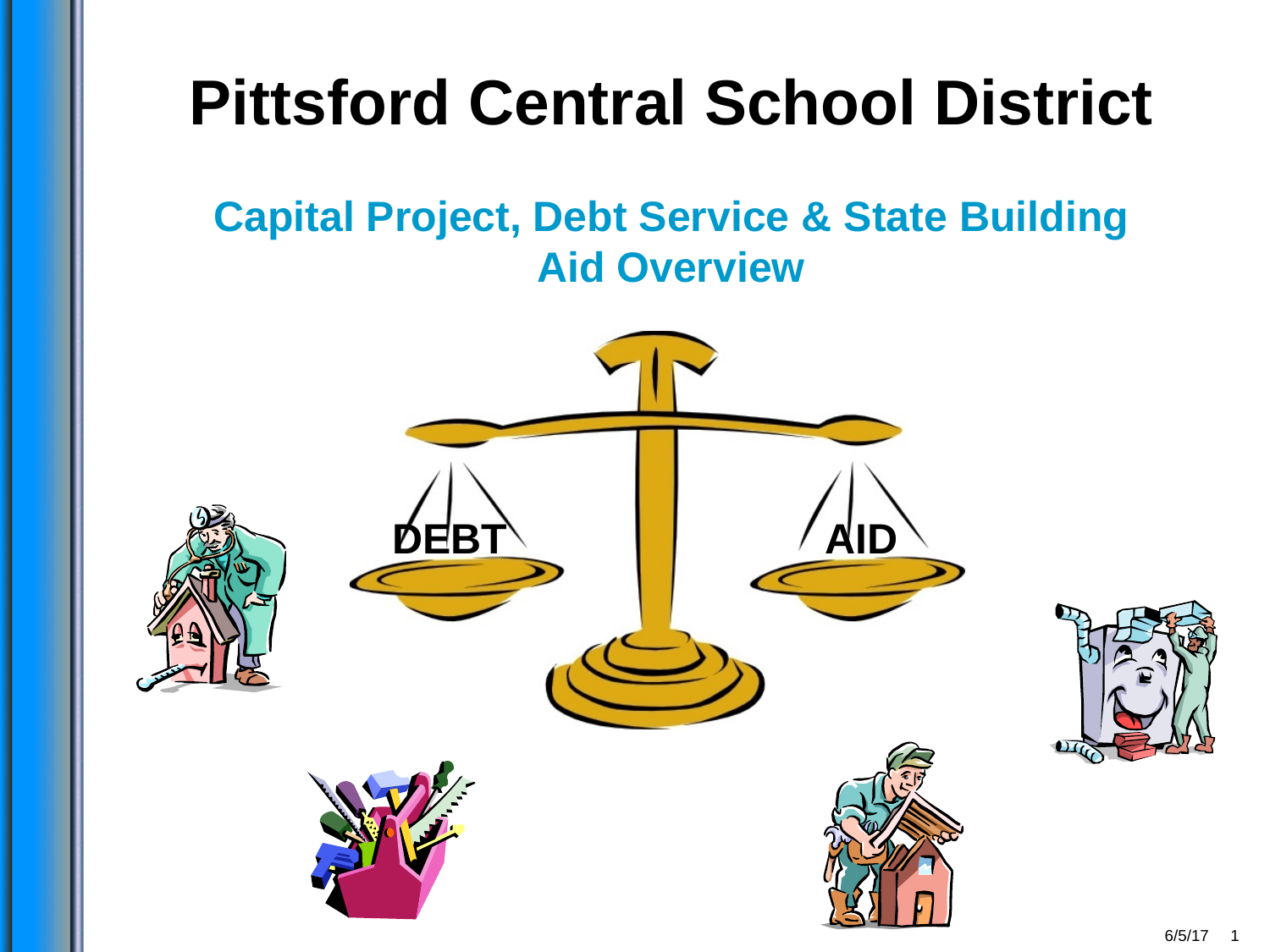# Pittsford Central School District

## Capital Project, Debt Service & State Building Aid Overview

DEBT

AID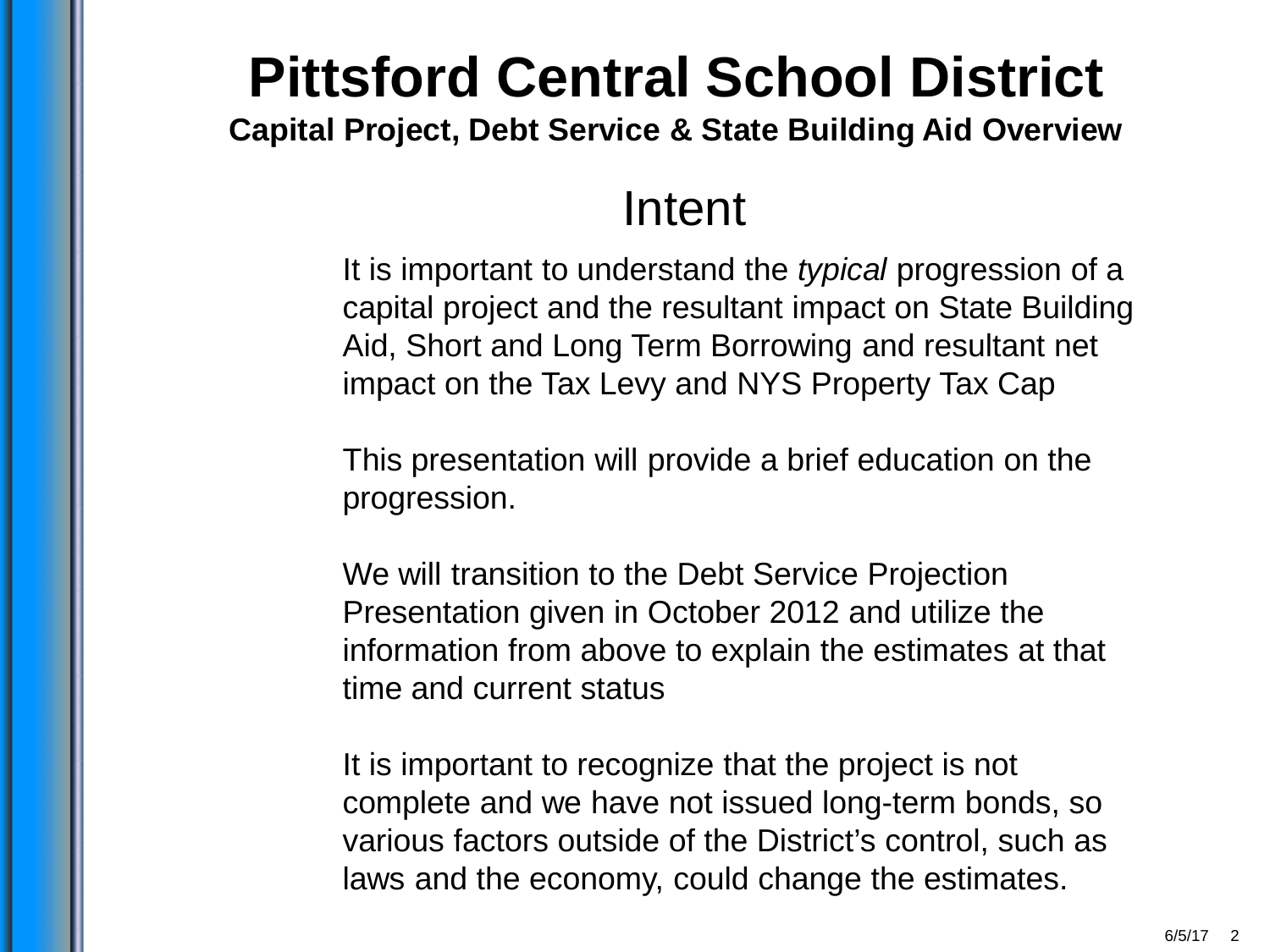# Pittsford Central School District

**Capital Project, Debt Service & State Building Aid Overview**

## Intent

It is important to understand the *typical* progression of a capital project and the resultant impact on State Building Aid, Short and Long Term Borrowing and resultant net impact on the Tax Levy and NYS Property Tax Cap

This presentation will provide a brief education on the progression.

We will transition to the Debt Service Projection Presentation given in October 2012 and utilize the information from above to explain the estimates at that time and current status

It is important to recognize that the project is not complete and we have not issued long-term bonds, so various factors outside of the District's control, such as laws and the economy, could change the estimates.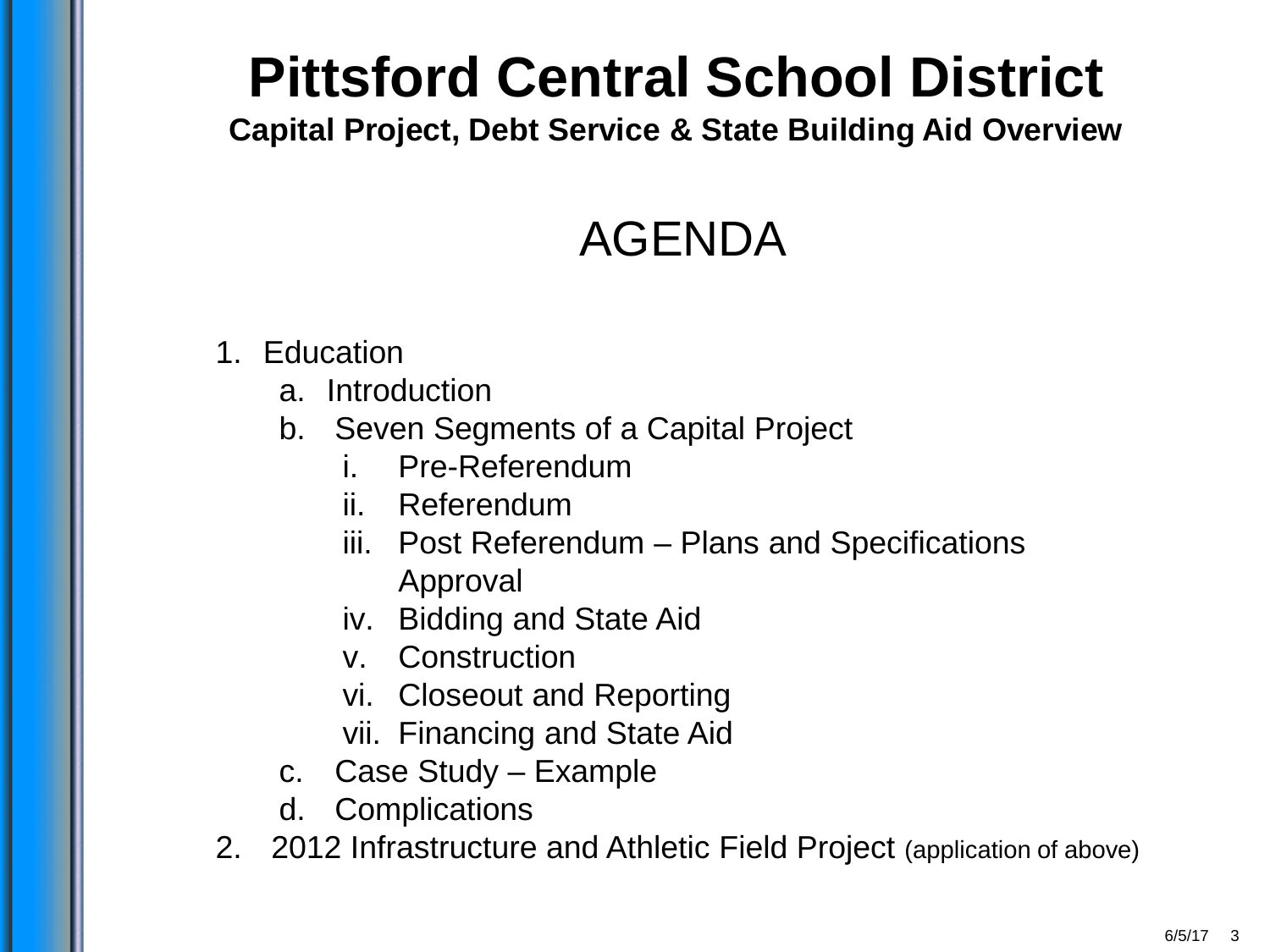# Pittsford Central School District

**Capital Project, Debt Service & State Building Aid Overview**

## AGENDA

1. Education
   a. Introduction
   b. Seven Segments of a Capital Project
      i. Pre-Referendum
      ii. Referendum
      iii. Post Referendum – Plans and Specifications Approval
      iv. Bidding and State Aid
      v. Construction
      vi. Closeout and Reporting
      vii. Financing and State Aid
   c. Case Study – Example
   d. Complications
2. 2012 Infrastructure and Athletic Field Project (application of above)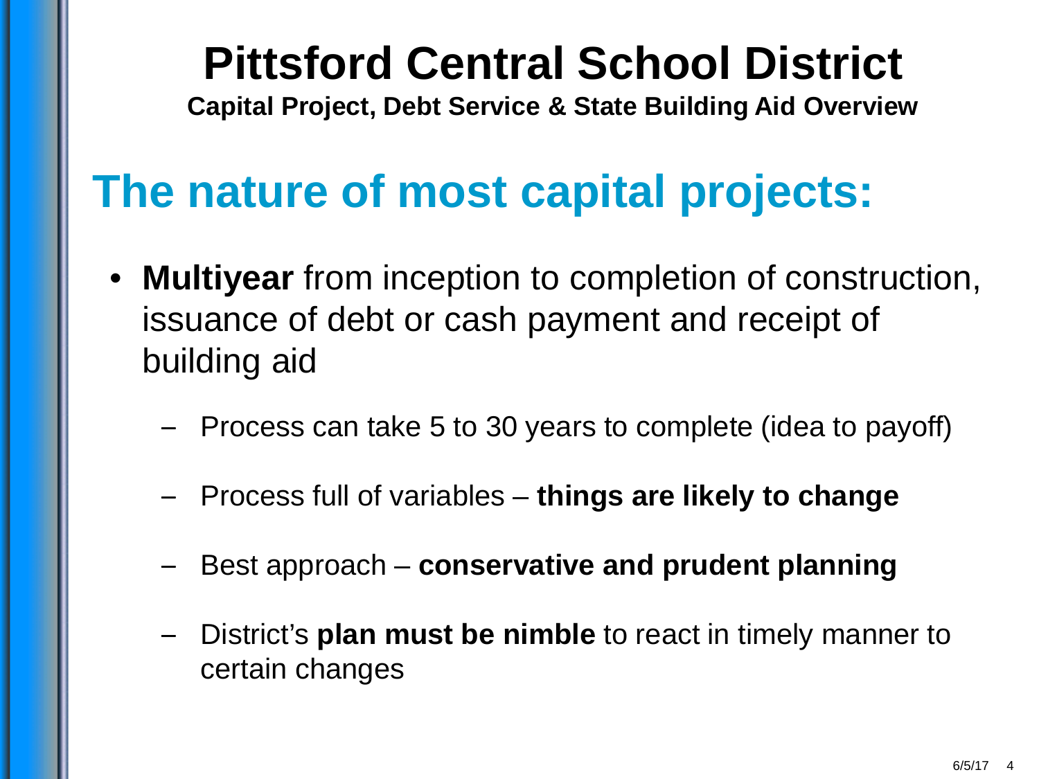# Pittsford Central School District

**Capital Project, Debt Service & State Building Aid Overview**

## The nature of most capital projects:

- **Multiyear** from inception to completion of construction, issuance of debt or cash payment and receipt of building aid
  - Process can take 5 to 30 years to complete (idea to payoff)
  - Process full of variables – **things are likely to change**
  - Best approach – **conservative and prudent planning**
  - District's **plan must be nimble** to react in timely manner to certain changes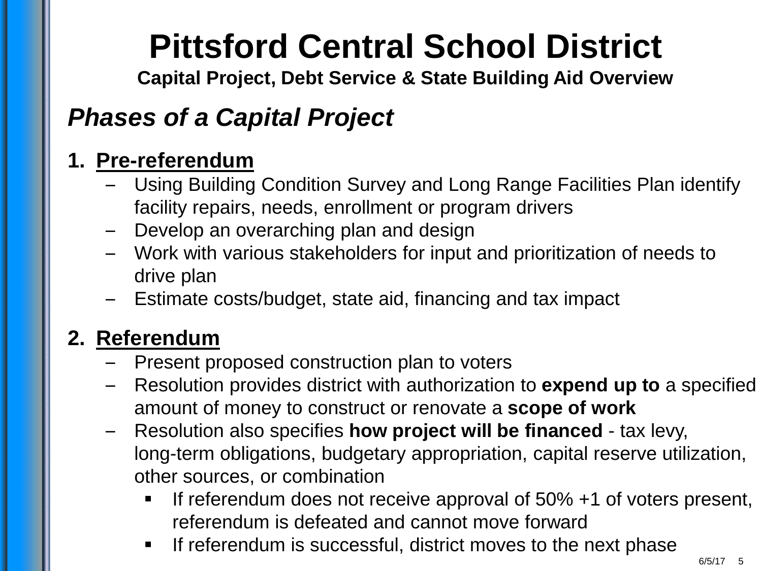# Pittsford Central School District

**Capital Project, Debt Service & State Building Aid Overview**

## *Phases of a Capital Project*

1. **Pre-referendum**
   - Using Building Condition Survey and Long Range Facilities Plan identify facility repairs, needs, enrollment or program drivers
   - Develop an overarching plan and design
   - Work with various stakeholders for input and prioritization of needs to drive plan
   - Estimate costs/budget, state aid, financing and tax impact

2. **Referendum**
   - Present proposed construction plan to voters
   - Resolution provides district with authorization to **expend up to** a specified amount of money to construct or renovate a **scope of work**
   - Resolution also specifies **how project will be financed** - tax levy, long-term obligations, budgetary appropriation, capital reserve utilization, other sources, or combination
     - If referendum does not receive approval of 50% +1 of voters present, referendum is defeated and cannot move forward
     - If referendum is successful, district moves to the next phase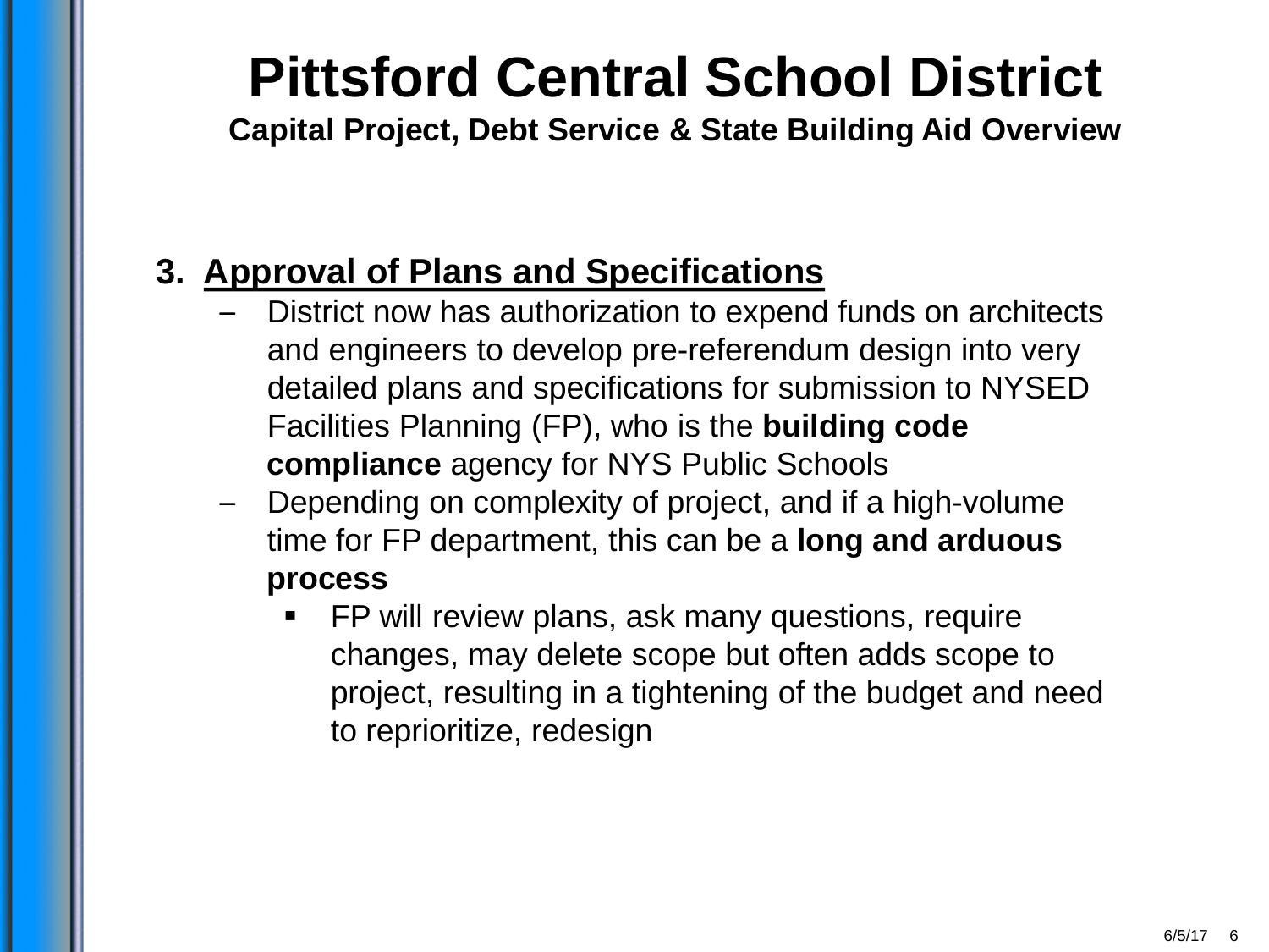# Pittsford Central School District

**Capital Project, Debt Service & State Building Aid Overview**

3. **Approval of Plans and Specifications**
   - District now has authorization to expend funds on architects and engineers to develop pre-referendum design into very detailed plans and specifications for submission to NYSED Facilities Planning (FP), who is the **building code compliance** agency for NYS Public Schools
   - Depending on complexity of project, and if a high-volume time for FP department, this can be a **long and arduous process**
     - FP will review plans, ask many questions, require changes, may delete scope but often adds scope to project, resulting in a tightening of the budget and need to reprioritize, redesign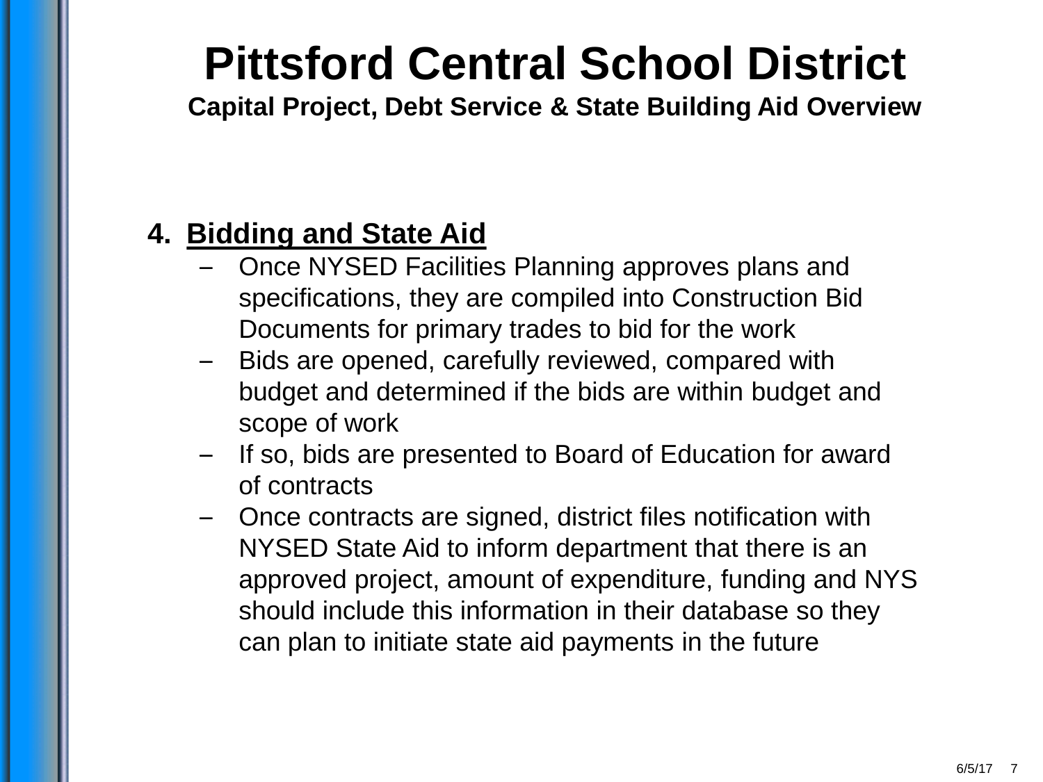# Pittsford Central School District

**Capital Project, Debt Service & State Building Aid Overview**

4. **<u>Bidding and State Aid</u>**
   - Once NYSED Facilities Planning approves plans and specifications, they are compiled into Construction Bid Documents for primary trades to bid for the work
   - Bids are opened, carefully reviewed, compared with budget and determined if the bids are within budget and scope of work
   - If so, bids are presented to Board of Education for award of contracts
   - Once contracts are signed, district files notification with NYSED State Aid to inform department that there is an approved project, amount of expenditure, funding and NYS should include this information in their database so they can plan to initiate state aid payments in the future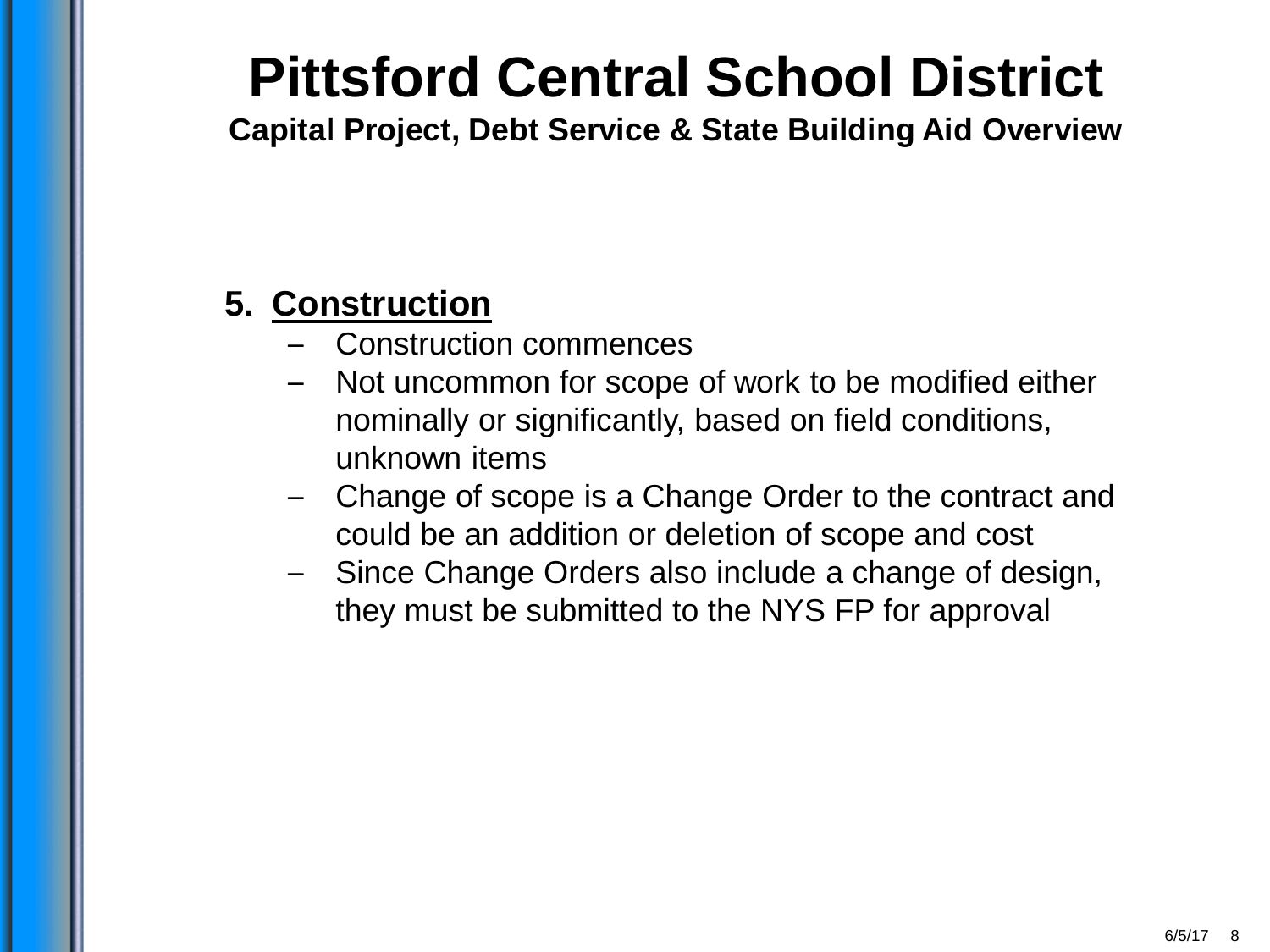# Pittsford Central School District

**Capital Project, Debt Service & State Building Aid Overview**

5. **Construction**
   - Construction commences
   - Not uncommon for scope of work to be modified either nominally or significantly, based on field conditions, unknown items
   - Change of scope is a Change Order to the contract and could be an addition or deletion of scope and cost
   - Since Change Orders also include a change of design, they must be submitted to the NYS FP for approval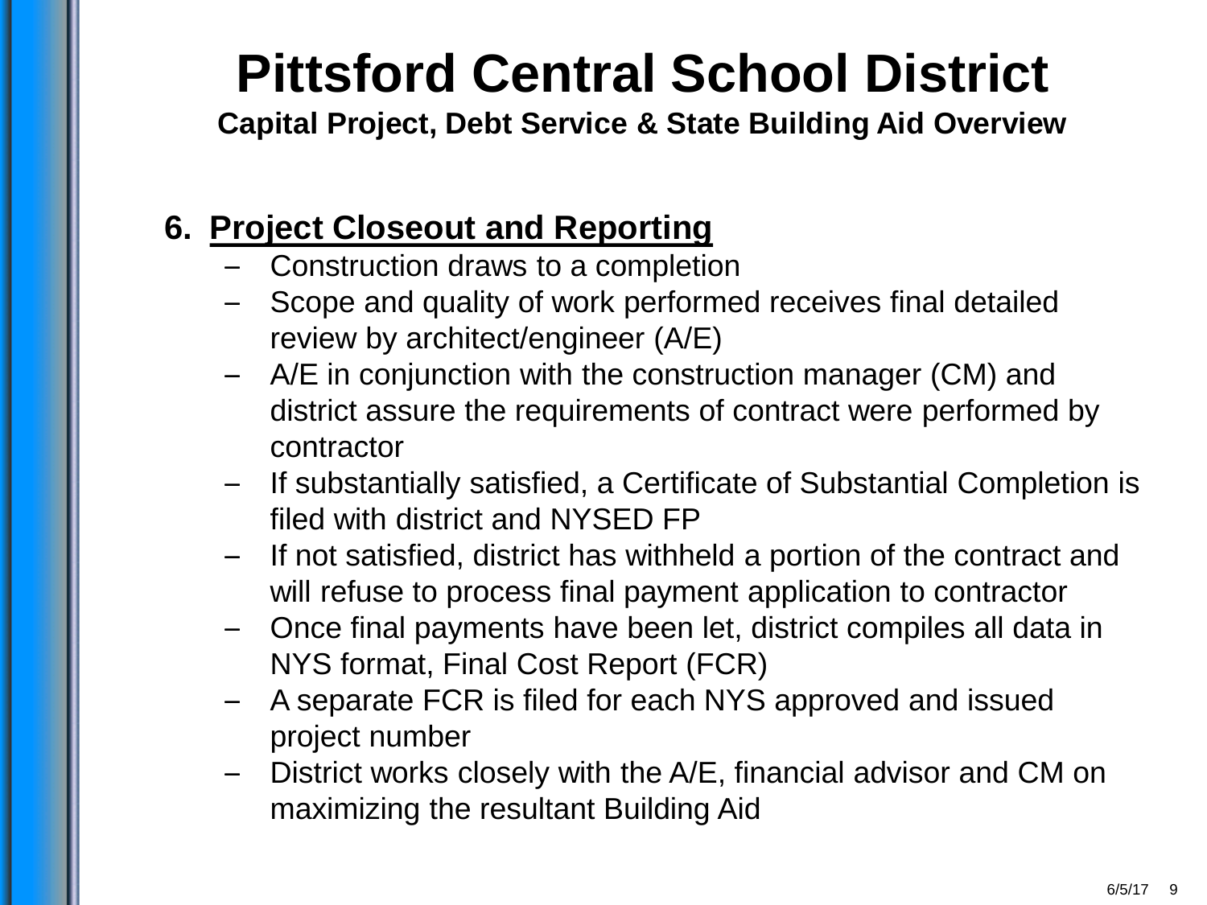# Pittsford Central School District

**Capital Project, Debt Service & State Building Aid Overview**

## 6. Project Closeout and Reporting

- Construction draws to a completion
- Scope and quality of work performed receives final detailed review by architect/engineer (A/E)
- A/E in conjunction with the construction manager (CM) and district assure the requirements of contract were performed by contractor
- If substantially satisfied, a Certificate of Substantial Completion is filed with district and NYSED FP
- If not satisfied, district has withheld a portion of the contract and will refuse to process final payment application to contractor
- Once final payments have been let, district compiles all data in NYS format, Final Cost Report (FCR)
- A separate FCR is filed for each NYS approved and issued project number
- District works closely with the A/E, financial advisor and CM on maximizing the resultant Building Aid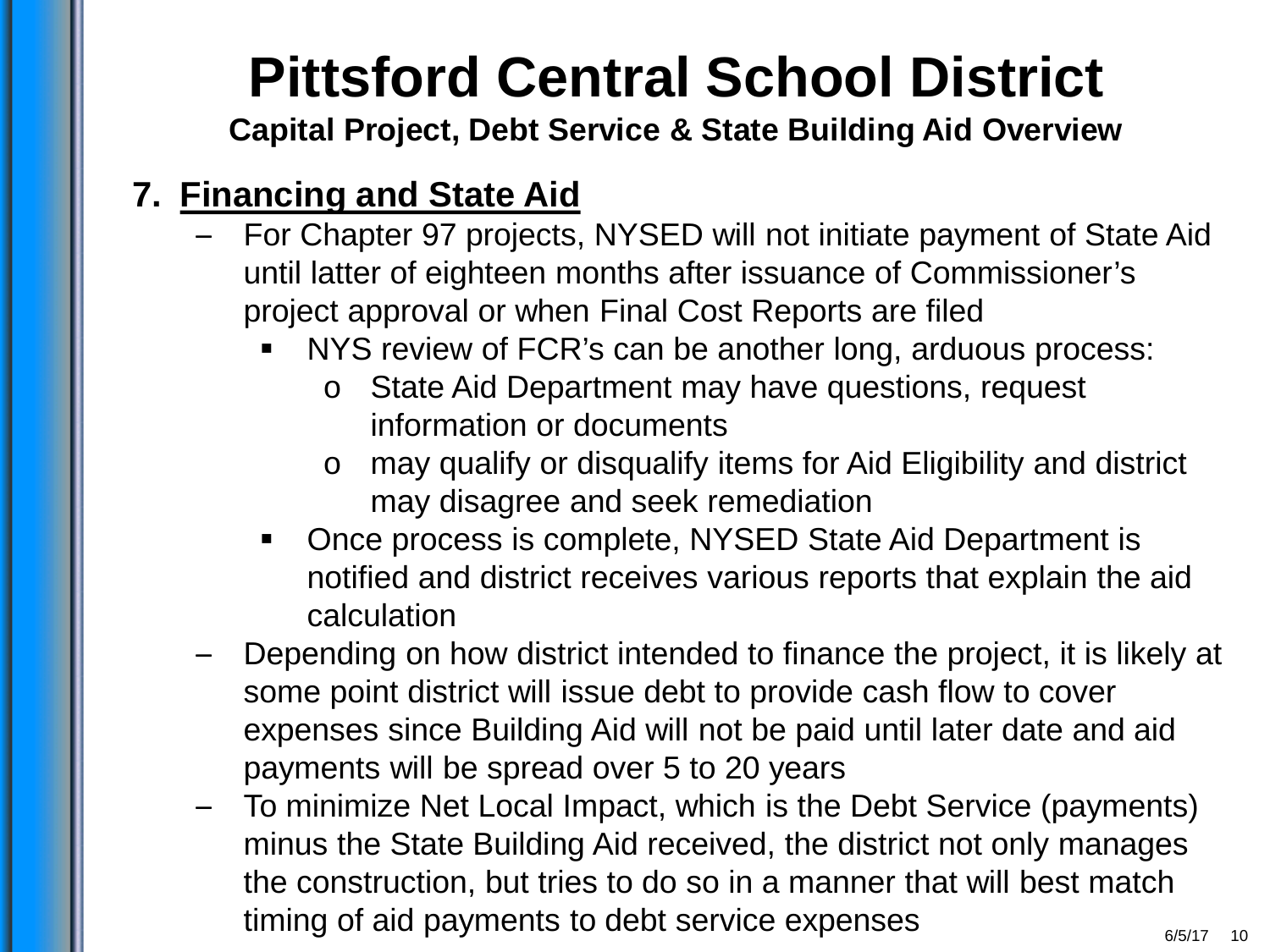# Pittsford Central School District

**Capital Project, Debt Service & State Building Aid Overview**

## 7. Financing and State Aid

- For Chapter 97 projects, NYSED will not initiate payment of State Aid until latter of eighteen months after issuance of Commissioner's project approval or when Final Cost Reports are filed
  - NYS review of FCR's can be another long, arduous process:
    - State Aid Department may have questions, request information or documents
    - may qualify or disqualify items for Aid Eligibility and district may disagree and seek remediation
  - Once process is complete, NYSED State Aid Department is notified and district receives various reports that explain the aid calculation
- Depending on how district intended to finance the project, it is likely at some point district will issue debt to provide cash flow to cover expenses since Building Aid will not be paid until later date and aid payments will be spread over 5 to 20 years
- To minimize Net Local Impact, which is the Debt Service (payments) minus the State Building Aid received, the district not only manages the construction, but tries to do so in a manner that will best match timing of aid payments to debt service expenses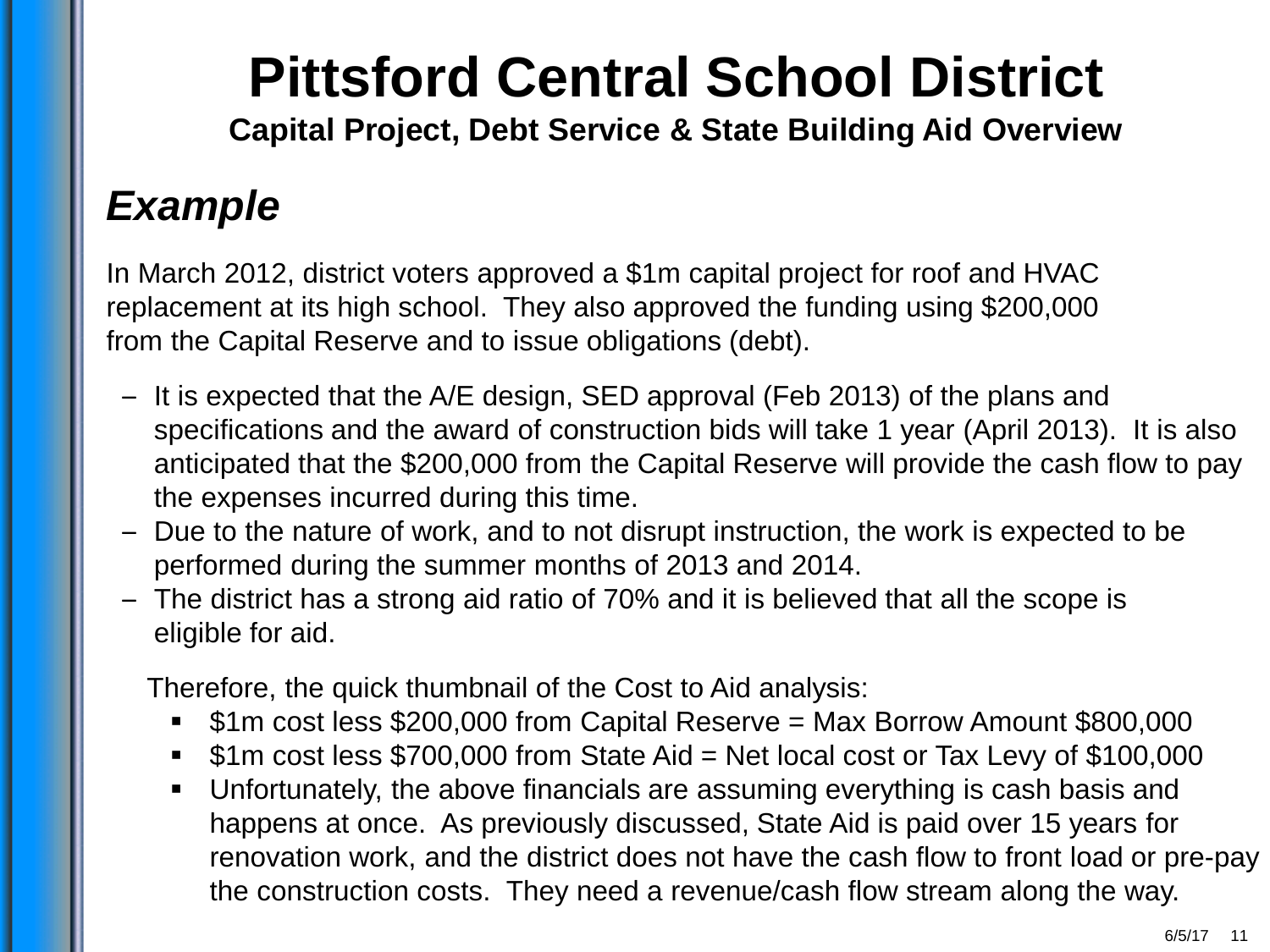# Pittsford Central School District

## Capital Project, Debt Service & State Building Aid Overview

## *Example*

In March 2012, district voters approved a $1m capital project for roof and HVAC replacement at its high school. They also approved the funding using $200,000 from the Capital Reserve and to issue obligations (debt).

- It is expected that the A/E design, SED approval (Feb 2013) of the plans and specifications and the award of construction bids will take 1 year (April 2013). It is also anticipated that the $200,000 from the Capital Reserve will provide the cash flow to pay the expenses incurred during this time.
- Due to the nature of work, and to not disrupt instruction, the work is expected to be performed during the summer months of 2013 and 2014.
- The district has a strong aid ratio of 70% and it is believed that all the scope is eligible for aid.

Therefore, the quick thumbnail of the Cost to Aid analysis:

- $1m cost less $200,000 from Capital Reserve = Max Borrow Amount $800,000
- $1m cost less $700,000 from State Aid = Net local cost or Tax Levy of $100,000
- Unfortunately, the above financials are assuming everything is cash basis and happens at once. As previously discussed, State Aid is paid over 15 years for renovation work, and the district does not have the cash flow to front load or pre-pay the construction costs. They need a revenue/cash flow stream along the way.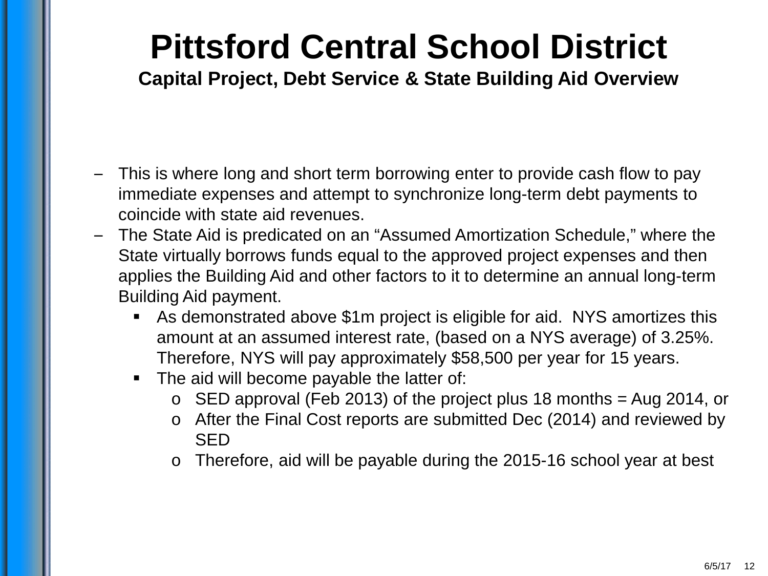# Pittsford Central School District

## Capital Project, Debt Service & State Building Aid Overview

- This is where long and short term borrowing enter to provide cash flow to pay immediate expenses and attempt to synchronize long-term debt payments to coincide with state aid revenues.
- The State Aid is predicated on an "Assumed Amortization Schedule," where the State virtually borrows funds equal to the approved project expenses and then applies the Building Aid and other factors to it to determine an annual long-term Building Aid payment.
  - As demonstrated above $1m project is eligible for aid. NYS amortizes this amount at an assumed interest rate, (based on a NYS average) of 3.25%. Therefore, NYS will pay approximately $58,500 per year for 15 years.
  - The aid will become payable the latter of:
    - SED approval (Feb 2013) of the project plus 18 months = Aug 2014, or
    - After the Final Cost reports are submitted Dec (2014) and reviewed by SED
    - Therefore, aid will be payable during the 2015-16 school year at best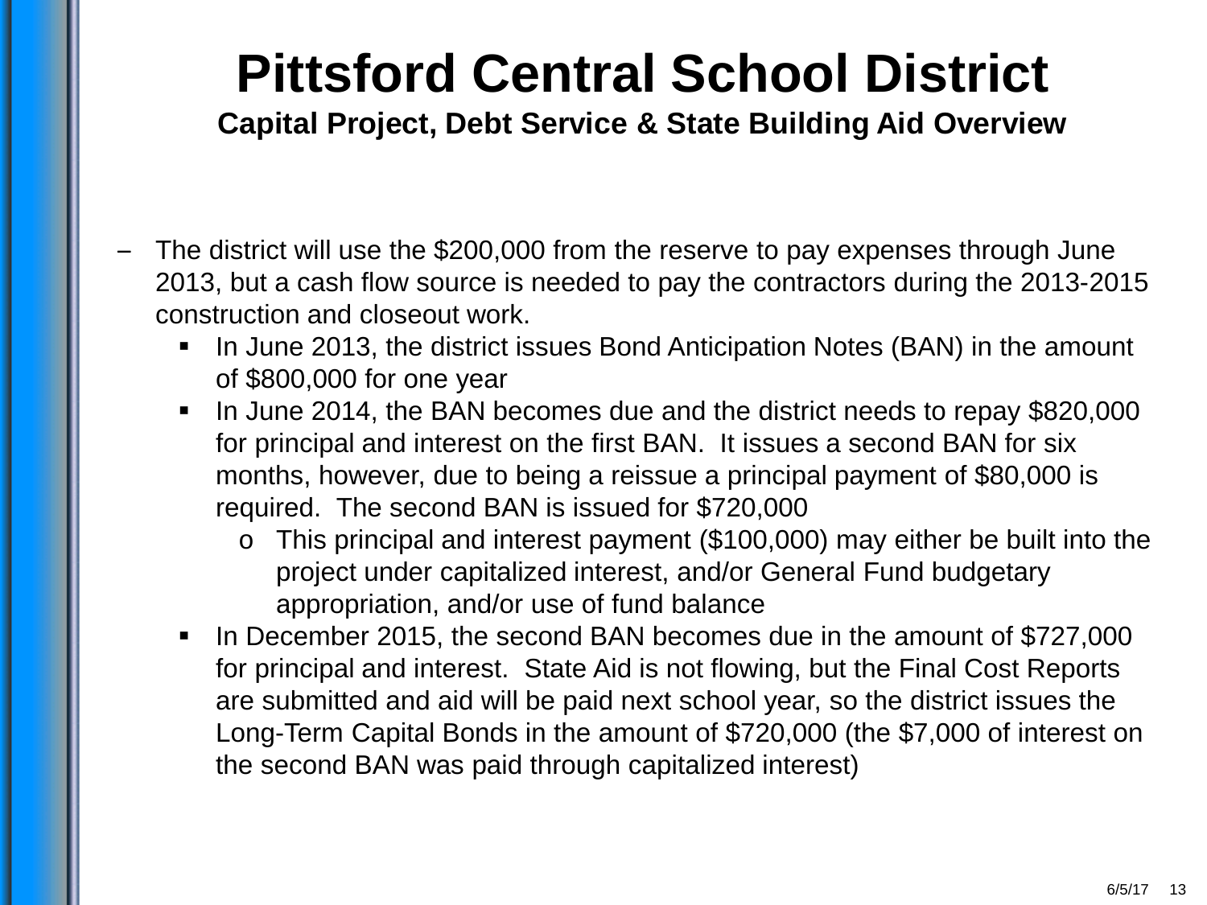# Pittsford Central School District

## Capital Project, Debt Service & State Building Aid Overview

- The district will use the $200,000 from the reserve to pay expenses through June 2013, but a cash flow source is needed to pay the contractors during the 2013-2015 construction and closeout work.
  - In June 2013, the district issues Bond Anticipation Notes (BAN) in the amount of $800,000 for one year
  - In June 2014, the BAN becomes due and the district needs to repay $820,000 for principal and interest on the first BAN. It issues a second BAN for six months, however, due to being a reissue a principal payment of $80,000 is required. The second BAN is issued for $720,000
    - This principal and interest payment ($100,000) may either be built into the project under capitalized interest, and/or General Fund budgetary appropriation, and/or use of fund balance
  - In December 2015, the second BAN becomes due in the amount of $727,000 for principal and interest. State Aid is not flowing, but the Final Cost Reports are submitted and aid will be paid next school year, so the district issues the Long-Term Capital Bonds in the amount of $720,000 (the $7,000 of interest on the second BAN was paid through capitalized interest)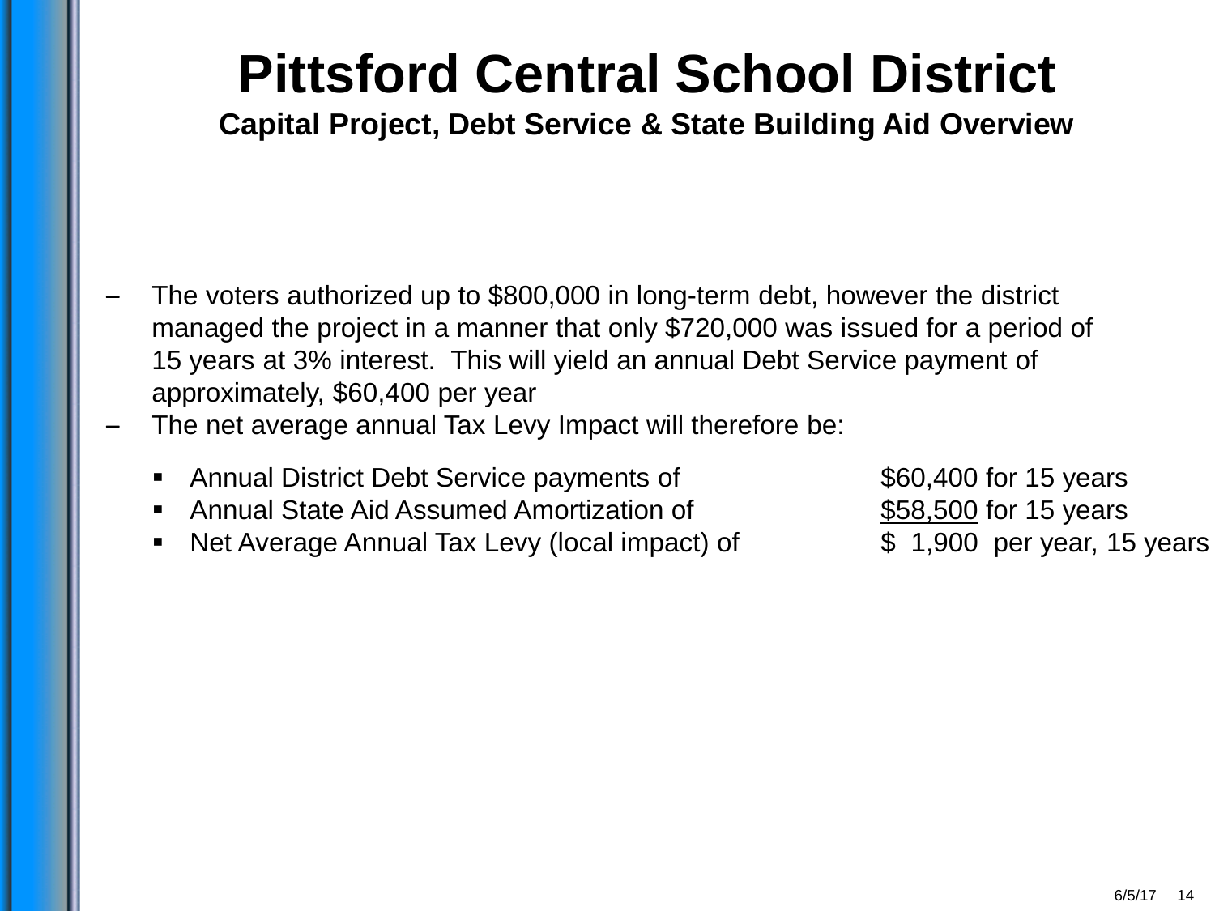# Pittsford Central School District

## Capital Project, Debt Service & State Building Aid Overview

- The voters authorized up to $800,000 in long-term debt, however the district managed the project in a manner that only $720,000 was issued for a period of 15 years at 3% interest. This will yield an annual Debt Service payment of approximately, $60,400 per year
- The net average annual Tax Levy Impact will therefore be:
  - Annual District Debt Service payments of $60,400 for 15 years
  - Annual State Aid Assumed Amortization of <u>$58,500</u> for 15 years
  - Net Average Annual Tax Levy (local impact) of $ 1,900 per year, 15 years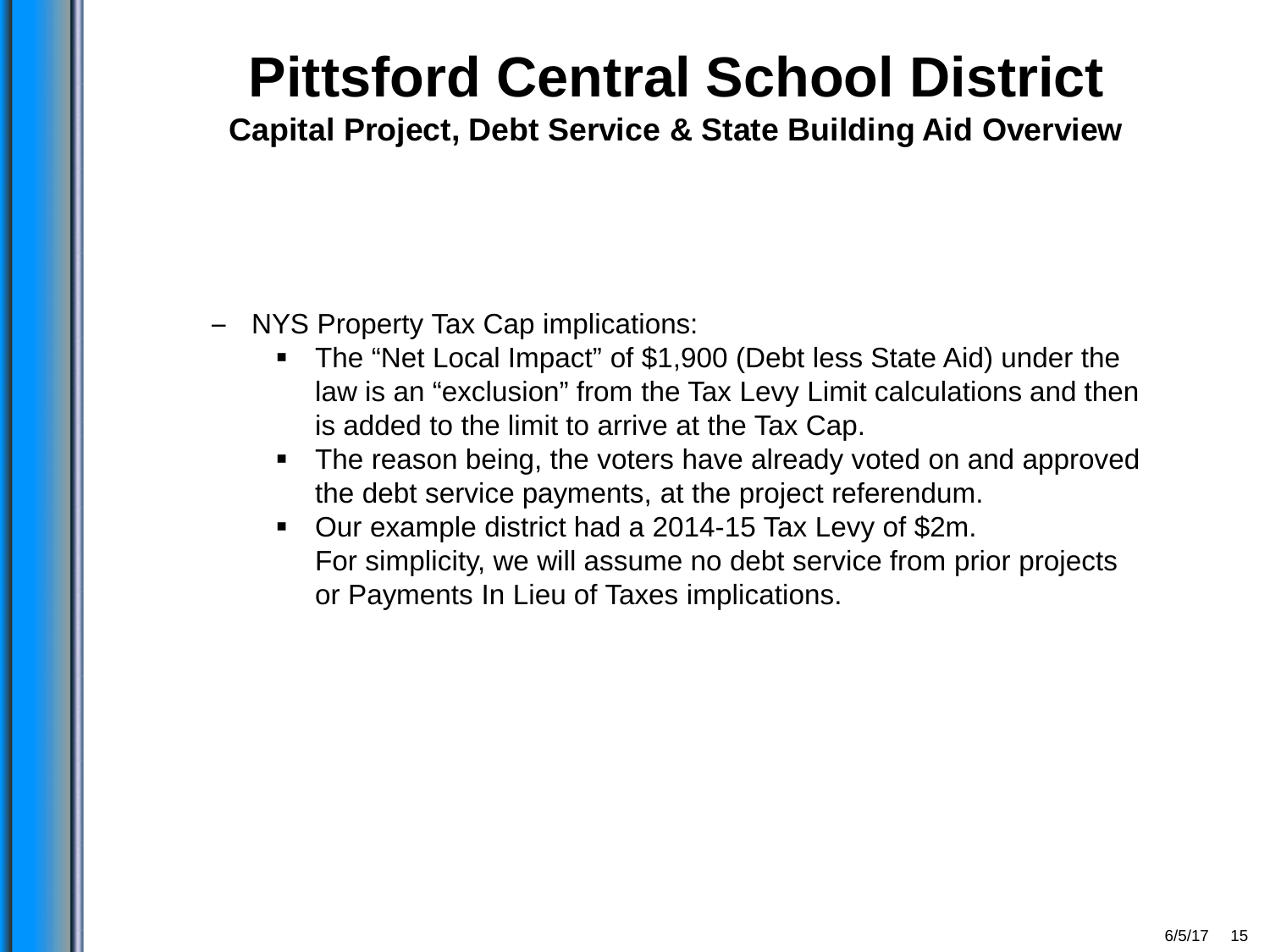# Pittsford Central School District

## Capital Project, Debt Service & State Building Aid Overview

- NYS Property Tax Cap implications:
  - The “Net Local Impact” of $1,900 (Debt less State Aid) under the law is an “exclusion” from the Tax Levy Limit calculations and then is added to the limit to arrive at the Tax Cap.
  - The reason being, the voters have already voted on and approved the debt service payments, at the project referendum.
  - Our example district had a 2014-15 Tax Levy of $2m.
    For simplicity, we will assume no debt service from prior projects or Payments In Lieu of Taxes implications.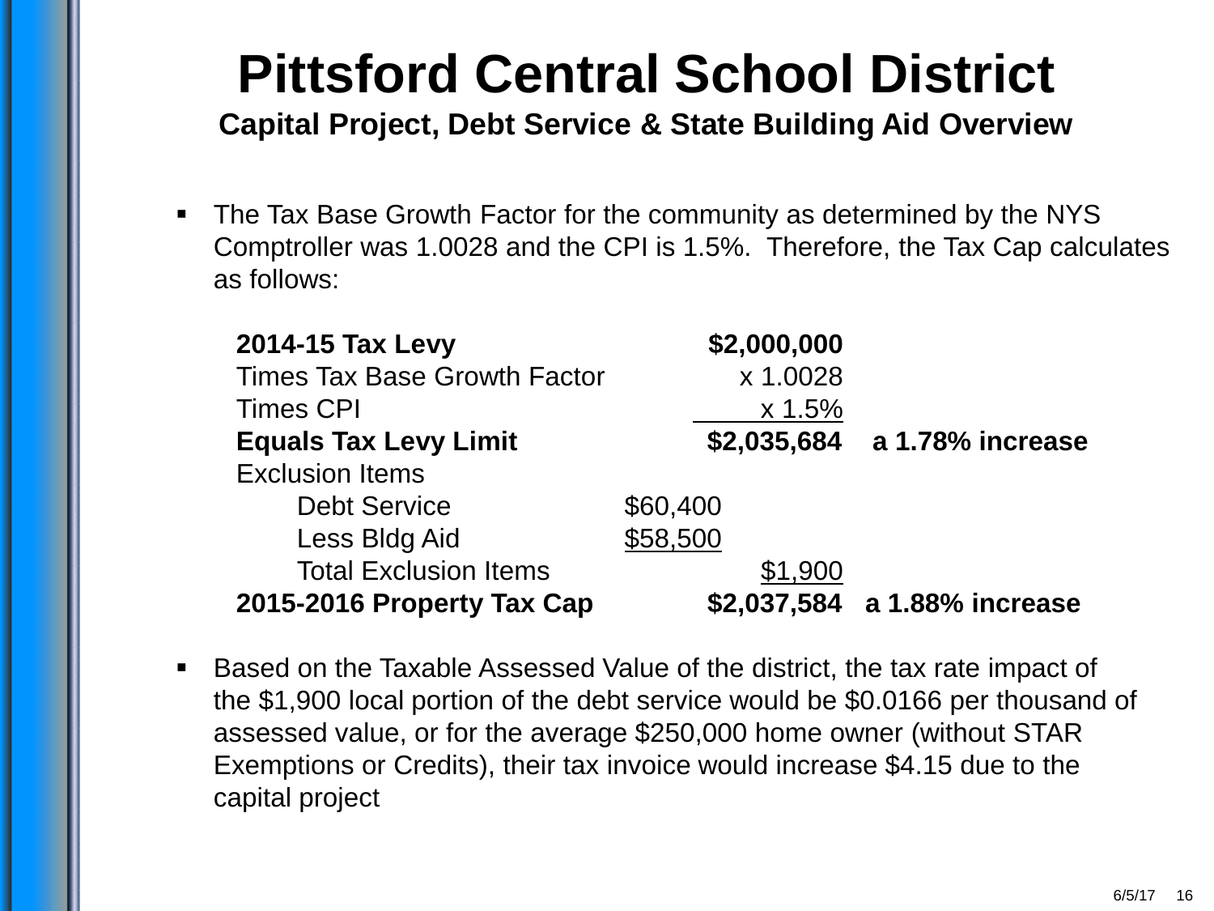# Pittsford Central School District

## Capital Project, Debt Service & State Building Aid Overview

- The Tax Base Growth Factor for the community as determined by the NYS Comptroller was 1.0028 and the CPI is 1.5%. Therefore, the Tax Cap calculates as follows:

| | | | |
|---|---|---|---|
| **2014-15 Tax Levy** | | **\$2,000,000** | |
| Times Tax Base Growth Factor | | x 1.0028 | |
| Times CPI | | x 1.5% | |
| **Equals Tax Levy Limit** | | **\$2,035,684** | **a 1.78% increase** |
| Exclusion Items | | | |
| Debt Service | \$60,400 | | |
| Less Bldg Aid | \$58,500 | | |
| Total Exclusion Items | | \$1,900 | |
| **2015-2016 Property Tax Cap** | | **\$2,037,584** | **a 1.88% increase** |

- Based on the Taxable Assessed Value of the district, the tax rate impact of the \$1,900 local portion of the debt service would be \$0.0166 per thousand of assessed value, or for the average \$250,000 home owner (without STAR Exemptions or Credits), their tax invoice would increase \$4.15 due to the capital project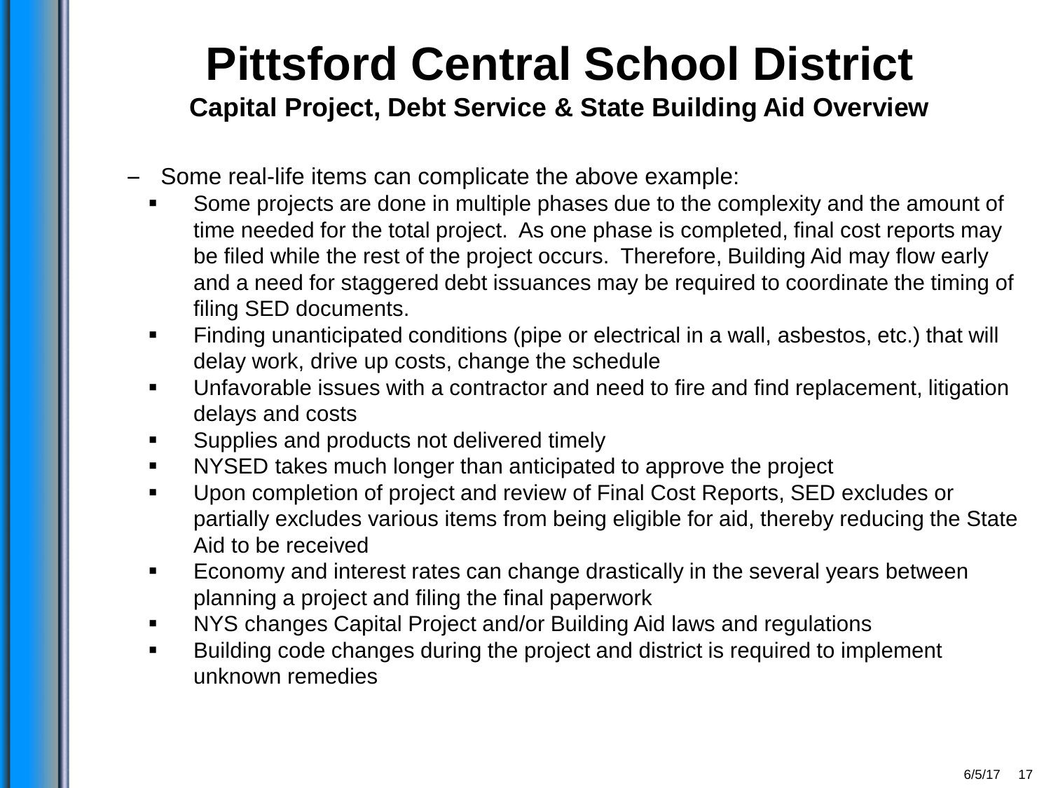# Pittsford Central School District

## Capital Project, Debt Service & State Building Aid Overview

- Some real-life items can complicate the above example:
  - Some projects are done in multiple phases due to the complexity and the amount of time needed for the total project. As one phase is completed, final cost reports may be filed while the rest of the project occurs. Therefore, Building Aid may flow early and a need for staggered debt issuances may be required to coordinate the timing of filing SED documents.
  - Finding unanticipated conditions (pipe or electrical in a wall, asbestos, etc.) that will delay work, drive up costs, change the schedule
  - Unfavorable issues with a contractor and need to fire and find replacement, litigation delays and costs
  - Supplies and products not delivered timely
  - NYSED takes much longer than anticipated to approve the project
  - Upon completion of project and review of Final Cost Reports, SED excludes or partially excludes various items from being eligible for aid, thereby reducing the State Aid to be received
  - Economy and interest rates can change drastically in the several years between planning a project and filing the final paperwork
  - NYS changes Capital Project and/or Building Aid laws and regulations
  - Building code changes during the project and district is required to implement unknown remedies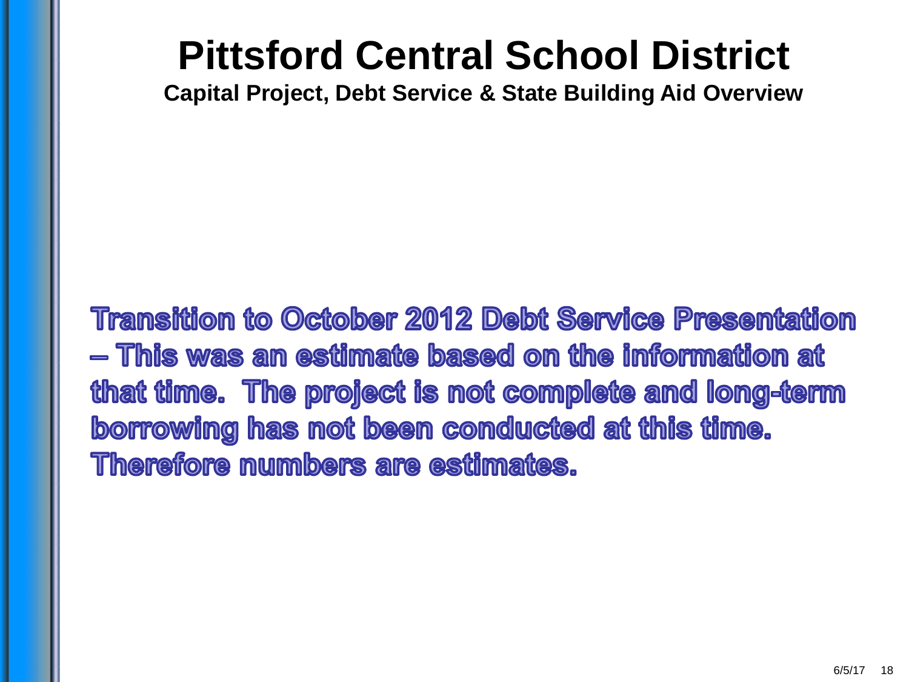# Pittsford Central School District

**Capital Project, Debt Service & State Building Aid Overview**

**Transition to October 2012 Debt Service Presentation – This was an estimate based on the information at that time. The project is not complete and long-term borrowing has not been conducted at this time. Therefore numbers are estimates.**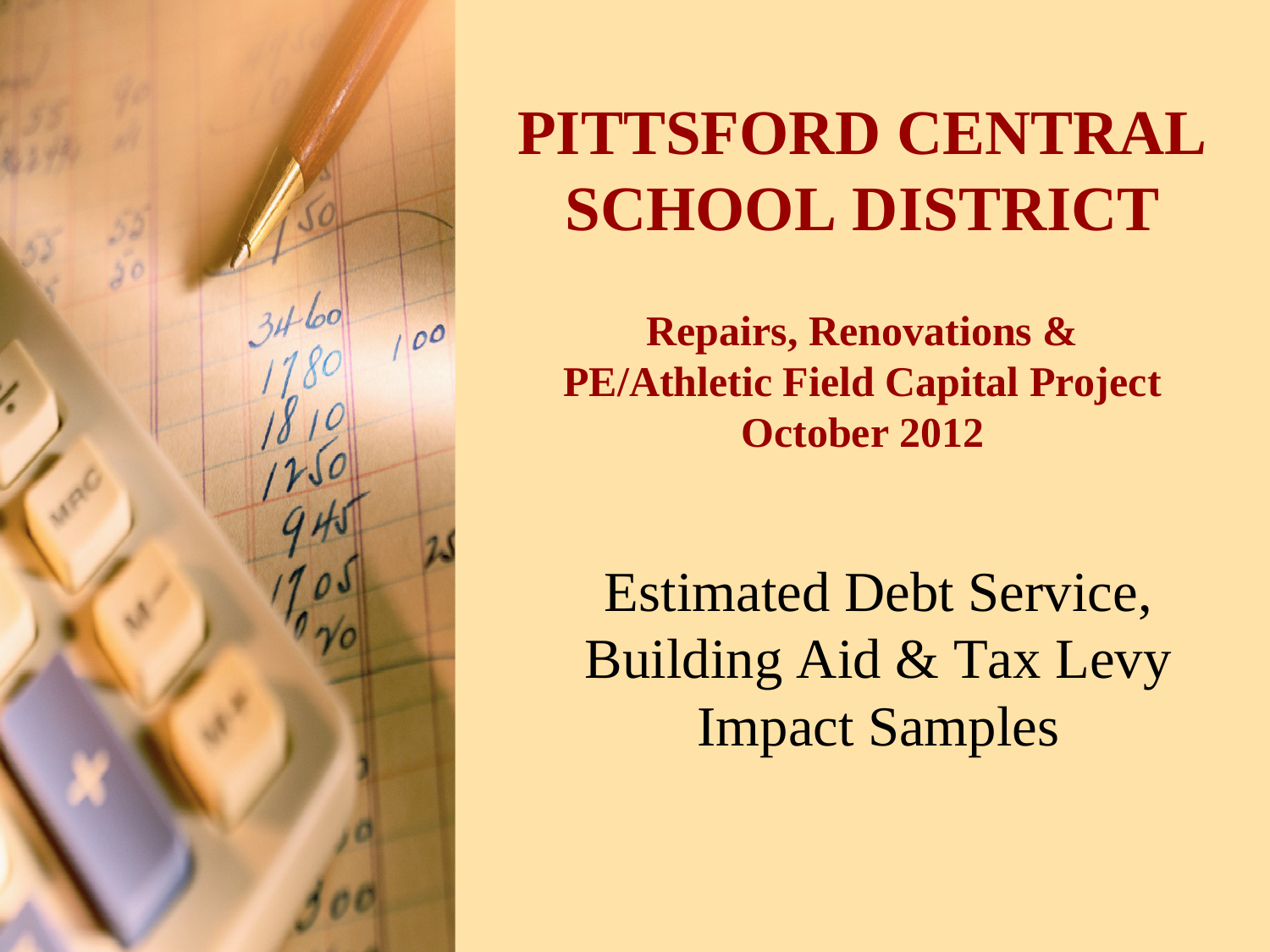# PITTSFORD CENTRAL SCHOOL DISTRICT

**Repairs, Renovations &**
**PE/Athletic Field Capital Project**
**October 2012**

Estimated Debt Service, Building Aid & Tax Levy Impact Samples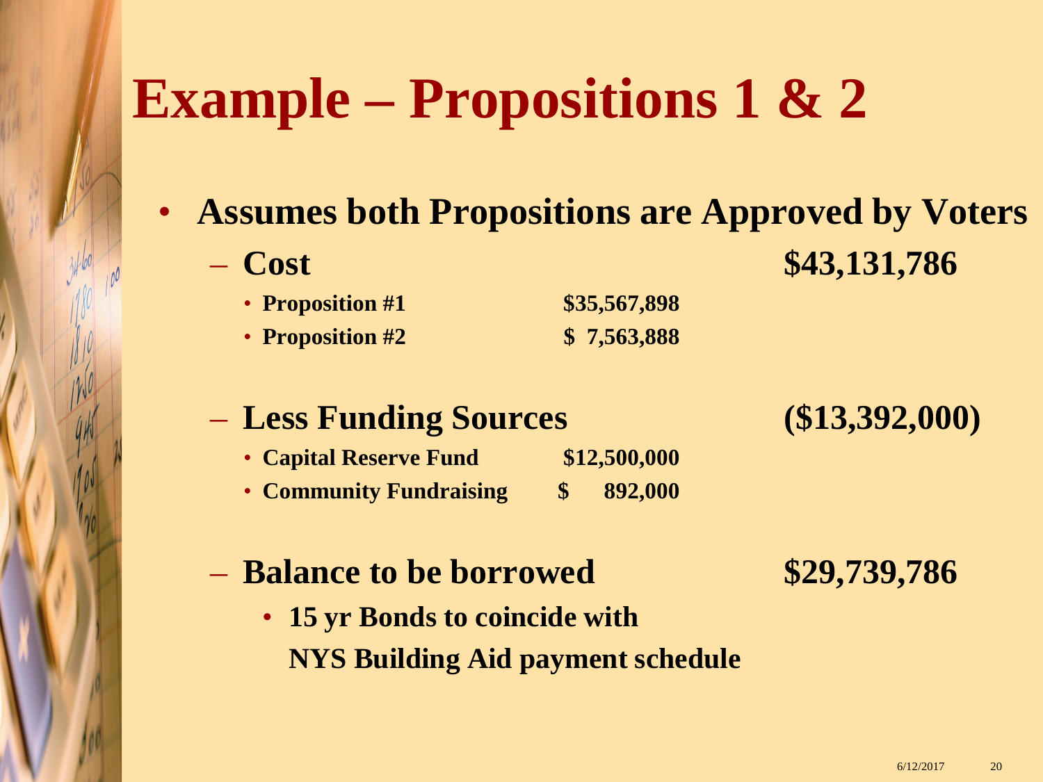# Example – Propositions 1 & 2

- **Assumes both Propositions are Approved by Voters**
  - **Cost** **$43,131,786**
    - **Proposition #1** **$35,567,898**
    - **Proposition #2** **$ 7,563,888**
  - **Less Funding Sources** **($13,392,000)**
    - **Capital Reserve Fund** **$12,500,000**
    - **Community Fundraising** **$ 892,000**
  - **Balance to be borrowed** **$29,739,786**
    - **15 yr Bonds to coincide with NYS Building Aid payment schedule**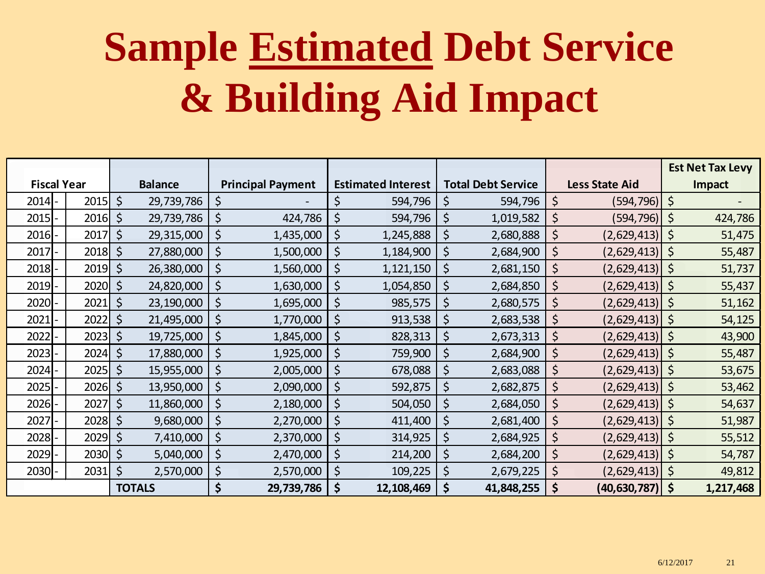# Sample Estimated Debt Service & Building Aid Impact

| Fiscal Year | Balance | Principal Payment | Estimated Interest | Total Debt Service | Less State Aid | Est Net Tax Levy Impact |
|---|---|---|---|---|---|---|
| 2014 - 2015 | $ 29,739,786 | $ - | $ 594,796 | $ 594,796 | $ (594,796) | $ - |
| 2015 - 2016 | $ 29,739,786 | $ 424,786 | $ 594,796 | $ 1,019,582 | $ (594,796) | $ 424,786 |
| 2016 - 2017 | $ 29,315,000 | $ 1,435,000 | $ 1,245,888 | $ 2,680,888 | $ (2,629,413) | $ 51,475 |
| 2017 - 2018 | $ 27,880,000 | $ 1,500,000 | $ 1,184,900 | $ 2,684,900 | $ (2,629,413) | $ 55,487 |
| 2018 - 2019 | $ 26,380,000 | $ 1,560,000 | $ 1,121,150 | $ 2,681,150 | $ (2,629,413) | $ 51,737 |
| 2019 - 2020 | $ 24,820,000 | $ 1,630,000 | $ 1,054,850 | $ 2,684,850 | $ (2,629,413) | $ 55,437 |
| 2020 - 2021 | $ 23,190,000 | $ 1,695,000 | $ 985,575 | $ 2,680,575 | $ (2,629,413) | $ 51,162 |
| 2021 - 2022 | $ 21,495,000 | $ 1,770,000 | $ 913,538 | $ 2,683,538 | $ (2,629,413) | $ 54,125 |
| 2022 - 2023 | $ 19,725,000 | $ 1,845,000 | $ 828,313 | $ 2,673,313 | $ (2,629,413) | $ 43,900 |
| 2023 - 2024 | $ 17,880,000 | $ 1,925,000 | $ 759,900 | $ 2,684,900 | $ (2,629,413) | $ 55,487 |
| 2024 - 2025 | $ 15,955,000 | $ 2,005,000 | $ 678,088 | $ 2,683,088 | $ (2,629,413) | $ 53,675 |
| 2025 - 2026 | $ 13,950,000 | $ 2,090,000 | $ 592,875 | $ 2,682,875 | $ (2,629,413) | $ 53,462 |
| 2026 - 2027 | $ 11,860,000 | $ 2,180,000 | $ 504,050 | $ 2,684,050 | $ (2,629,413) | $ 54,637 |
| 2027 - 2028 | $ 9,680,000 | $ 2,270,000 | $ 411,400 | $ 2,681,400 | $ (2,629,413) | $ 51,987 |
| 2028 - 2029 | $ 7,410,000 | $ 2,370,000 | $ 314,925 | $ 2,684,925 | $ (2,629,413) | $ 55,512 |
| 2029 - 2030 | $ 5,040,000 | $ 2,470,000 | $ 214,200 | $ 2,684,200 | $ (2,629,413) | $ 54,787 |
| 2030 - 2031 | $ 2,570,000 | $ 2,570,000 | $ 109,225 | $ 2,679,225 | $ (2,629,413) | $ 49,812 |
| | **TOTALS** | **$ 29,739,786** | **$ 12,108,469** | **$ 41,848,255** | **$ (40,630,787)** | **$ 1,217,468** |

6/12/2017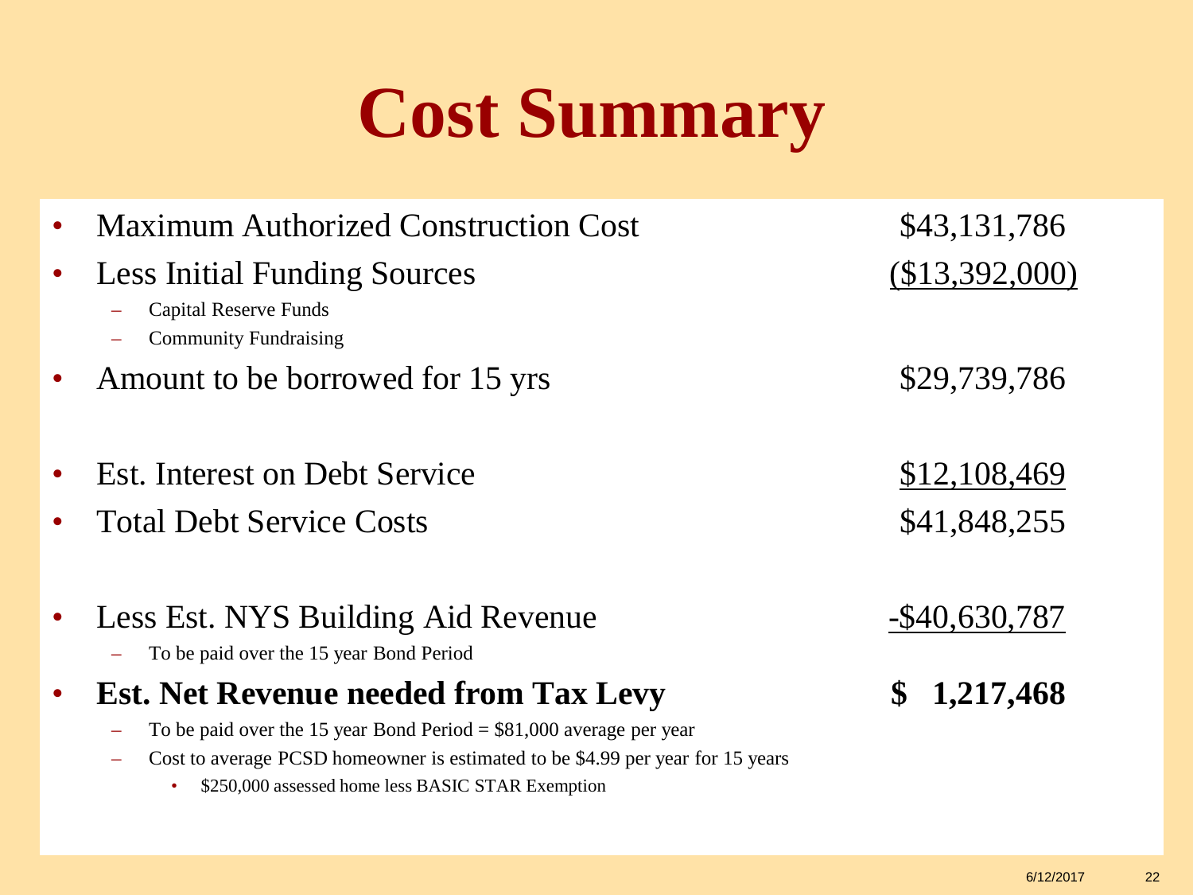# Cost Summary

| | |
|---|---|
| Maximum Authorized Construction Cost | $43,131,786 |
| Less Initial Funding Sources<br>– Capital Reserve Funds<br>– Community Fundraising | ($13,392,000) |
| Amount to be borrowed for 15 yrs | $29,739,786 |
| Est. Interest on Debt Service | $12,108,469 |
| Total Debt Service Costs | $41,848,255 |
| Less Est. NYS Building Aid Revenue<br>– To be paid over the 15 year Bond Period | -$40,630,787 |
| **Est. Net Revenue needed from Tax Levy** | **$ 1,217,468** |

- To be paid over the 15 year Bond Period = $81,000 average per year
- Cost to average PCSD homeowner is estimated to be $4.99 per year for 15 years
  - $250,000 assessed home less BASIC STAR Exemption

6/12/2017